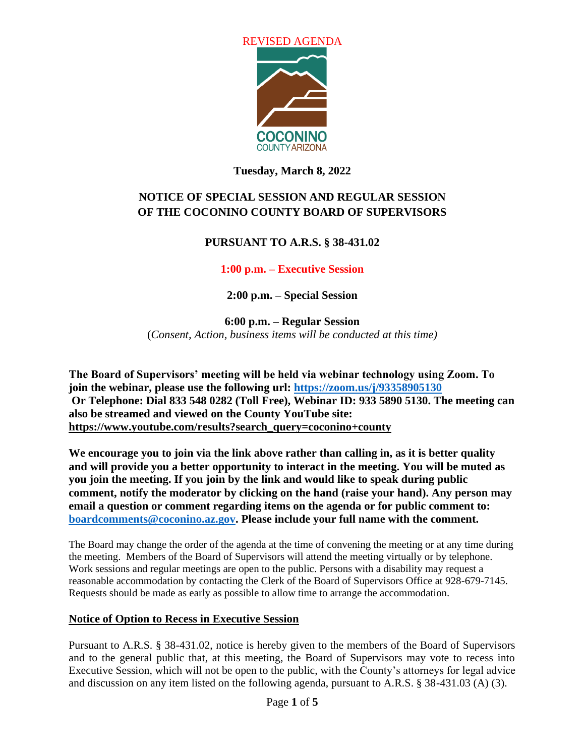REVISED AGENDA

COCONINO COUNTY ARIZONA

**Tuesday, March 8, 2022**

## NOTICE OF SPECIAL SESSION AND REGULAR SESSION OF THE COCONINO COUNTY BOARD OF SUPERVISORS

### PURSUANT TO A.R.S. § 38-431.02

**1:00 p.m. – Executive Session**

**2:00 p.m. – Special Session**

**6:00 p.m. – Regular Session**
(*Consent, Action, business items will be conducted at this time)*

**The Board of Supervisors' meeting will be held via webinar technology using Zoom. To join the webinar, please use the following url: https://zoom.us/j/93358905130
Or Telephone: Dial 833 548 0282 (Toll Free), Webinar ID: 933 5890 5130. The meeting can also be streamed and viewed on the County YouTube site: https://www.youtube.com/results?search_query=coconino+county**

**We encourage you to join via the link above rather than calling in, as it is better quality and will provide you a better opportunity to interact in the meeting. You will be muted as you join the meeting. If you join by the link and would like to speak during public comment, notify the moderator by clicking on the hand (raise your hand). Any person may email a question or comment regarding items on the agenda or for public comment to: boardcomments@coconino.az.gov. Please include your full name with the comment.**

The Board may change the order of the agenda at the time of convening the meeting or at any time during the meeting. Members of the Board of Supervisors will attend the meeting virtually or by telephone. Work sessions and regular meetings are open to the public. Persons with a disability may request a reasonable accommodation by contacting the Clerk of the Board of Supervisors Office at 928-679-7145. Requests should be made as early as possible to allow time to arrange the accommodation.

**Notice of Option to Recess in Executive Session**

Pursuant to A.R.S. § 38-431.02, notice is hereby given to the members of the Board of Supervisors and to the general public that, at this meeting, the Board of Supervisors may vote to recess into Executive Session, which will not be open to the public, with the County's attorneys for legal advice and discussion on any item listed on the following agenda, pursuant to A.R.S. § 38-431.03 (A) (3).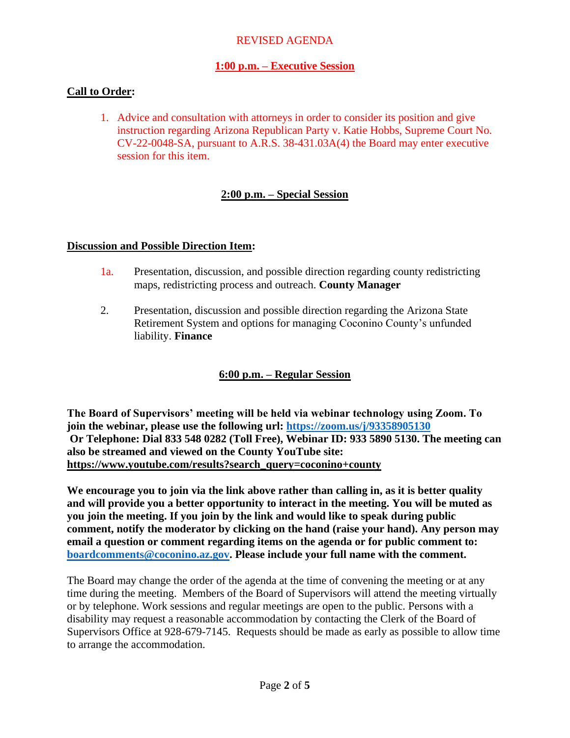REVISED AGENDA

## 1:00 p.m. – Executive Session

**Call to Order:**

1. Advice and consultation with attorneys in order to consider its position and give instruction regarding Arizona Republican Party v. Katie Hobbs, Supreme Court No. CV-22-0048-SA, pursuant to A.R.S. 38-431.03A(4) the Board may enter executive session for this item.

## 2:00 p.m. – Special Session

**Discussion and Possible Direction Item:**

1a. Presentation, discussion, and possible direction regarding county redistricting maps, redistricting process and outreach. **County Manager**

2. Presentation, discussion and possible direction regarding the Arizona State Retirement System and options for managing Coconino County's unfunded liability. **Finance**

## 6:00 p.m. – Regular Session

**The Board of Supervisors' meeting will be held via webinar technology using Zoom. To join the webinar, please use the following url: https://zoom.us/j/93358905130 Or Telephone: Dial 833 548 0282 (Toll Free), Webinar ID: 933 5890 5130. The meeting can also be streamed and viewed on the County YouTube site: https://www.youtube.com/results?search_query=coconino+county**

**We encourage you to join via the link above rather than calling in, as it is better quality and will provide you a better opportunity to interact in the meeting. You will be muted as you join the meeting. If you join by the link and would like to speak during public comment, notify the moderator by clicking on the hand (raise your hand). Any person may email a question or comment regarding items on the agenda or for public comment to: boardcomments@coconino.az.gov. Please include your full name with the comment.**

The Board may change the order of the agenda at the time of convening the meeting or at any time during the meeting. Members of the Board of Supervisors will attend the meeting virtually or by telephone. Work sessions and regular meetings are open to the public. Persons with a disability may request a reasonable accommodation by contacting the Clerk of the Board of Supervisors Office at 928-679-7145. Requests should be made as early as possible to allow time to arrange the accommodation.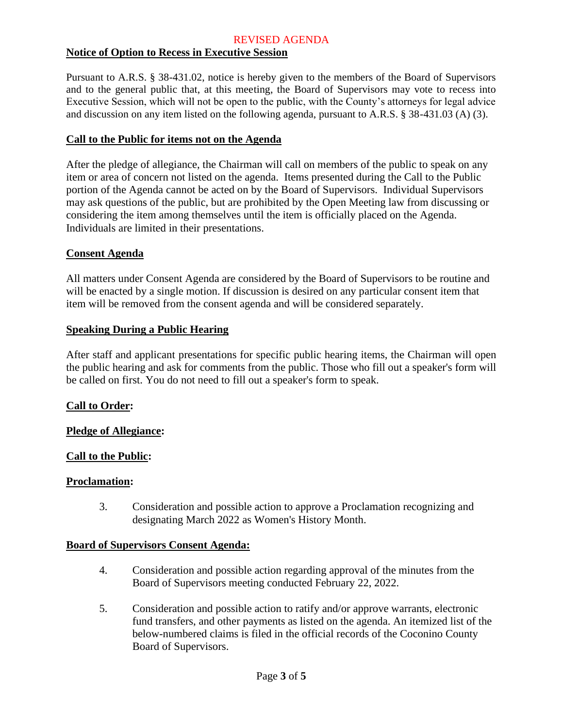REVISED AGENDA

## Notice of Option to Recess in Executive Session

Pursuant to A.R.S. § 38-431.02, notice is hereby given to the members of the Board of Supervisors and to the general public that, at this meeting, the Board of Supervisors may vote to recess into Executive Session, which will not be open to the public, with the County's attorneys for legal advice and discussion on any item listed on the following agenda, pursuant to A.R.S. § 38-431.03 (A) (3).

## Call to the Public for items not on the Agenda

After the pledge of allegiance, the Chairman will call on members of the public to speak on any item or area of concern not listed on the agenda. Items presented during the Call to the Public portion of the Agenda cannot be acted on by the Board of Supervisors. Individual Supervisors may ask questions of the public, but are prohibited by the Open Meeting law from discussing or considering the item among themselves until the item is officially placed on the Agenda. Individuals are limited in their presentations.

## Consent Agenda

All matters under Consent Agenda are considered by the Board of Supervisors to be routine and will be enacted by a single motion. If discussion is desired on any particular consent item that item will be removed from the consent agenda and will be considered separately.

## Speaking During a Public Hearing

After staff and applicant presentations for specific public hearing items, the Chairman will open the public hearing and ask for comments from the public. Those who fill out a speaker's form will be called on first. You do not need to fill out a speaker's form to speak.

## Call to Order:

## Pledge of Allegiance:

## Call to the Public:

## Proclamation:

3. Consideration and possible action to approve a Proclamation recognizing and designating March 2022 as Women's History Month.

## Board of Supervisors Consent Agenda:

4. Consideration and possible action regarding approval of the minutes from the Board of Supervisors meeting conducted February 22, 2022.

5. Consideration and possible action to ratify and/or approve warrants, electronic fund transfers, and other payments as listed on the agenda. An itemized list of the below-numbered claims is filed in the official records of the Coconino County Board of Supervisors.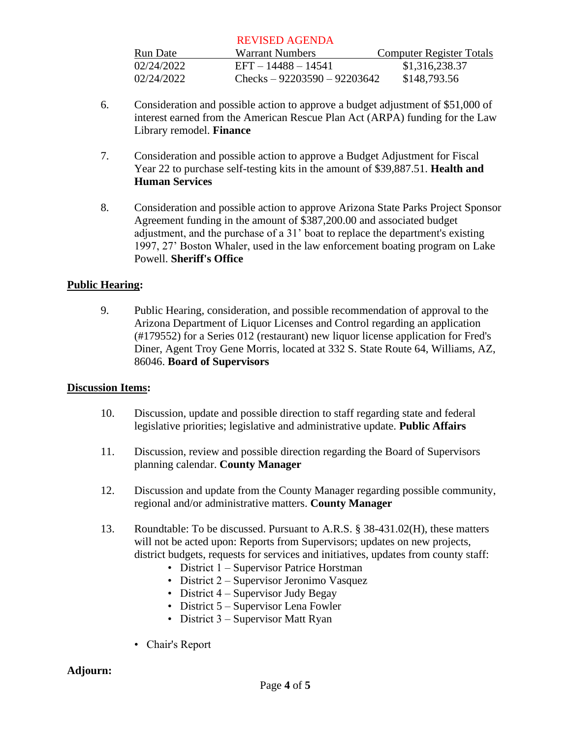REVISED AGENDA

| Run Date | Warrant Numbers | Computer Register Totals |
| --- | --- | --- |
| 02/24/2022 | EFT – 14488 – 14541 | $1,316,238.37 |
| 02/24/2022 | Checks – 92203590 – 92203642 | $148,793.56 |

6. Consideration and possible action to approve a budget adjustment of $51,000 of interest earned from the American Rescue Plan Act (ARPA) funding for the Law Library remodel. **Finance**

7. Consideration and possible action to approve a Budget Adjustment for Fiscal Year 22 to purchase self-testing kits in the amount of $39,887.51. **Health and Human Services**

8. Consideration and possible action to approve Arizona State Parks Project Sponsor Agreement funding in the amount of $387,200.00 and associated budget adjustment, and the purchase of a 31' boat to replace the department's existing 1997, 27' Boston Whaler, used in the law enforcement boating program on Lake Powell. **Sheriff's Office**

## Public Hearing:

9. Public Hearing, consideration, and possible recommendation of approval to the Arizona Department of Liquor Licenses and Control regarding an application (#179552) for a Series 012 (restaurant) new liquor license application for Fred's Diner, Agent Troy Gene Morris, located at 332 S. State Route 64, Williams, AZ, 86046. **Board of Supervisors**

## Discussion Items:

10. Discussion, update and possible direction to staff regarding state and federal legislative priorities; legislative and administrative update. **Public Affairs**

11. Discussion, review and possible direction regarding the Board of Supervisors planning calendar. **County Manager**

12. Discussion and update from the County Manager regarding possible community, regional and/or administrative matters. **County Manager**

13. Roundtable: To be discussed. Pursuant to A.R.S. § 38-431.02(H), these matters will not be acted upon: Reports from Supervisors; updates on new projects, district budgets, requests for services and initiatives, updates from county staff:
    - District 1 – Supervisor Patrice Horstman
    - District 2 – Supervisor Jeronimo Vasquez
    - District 4 – Supervisor Judy Begay
    - District 5 – Supervisor Lena Fowler
    - District 3 – Supervisor Matt Ryan

- Chair's Report

## Adjourn: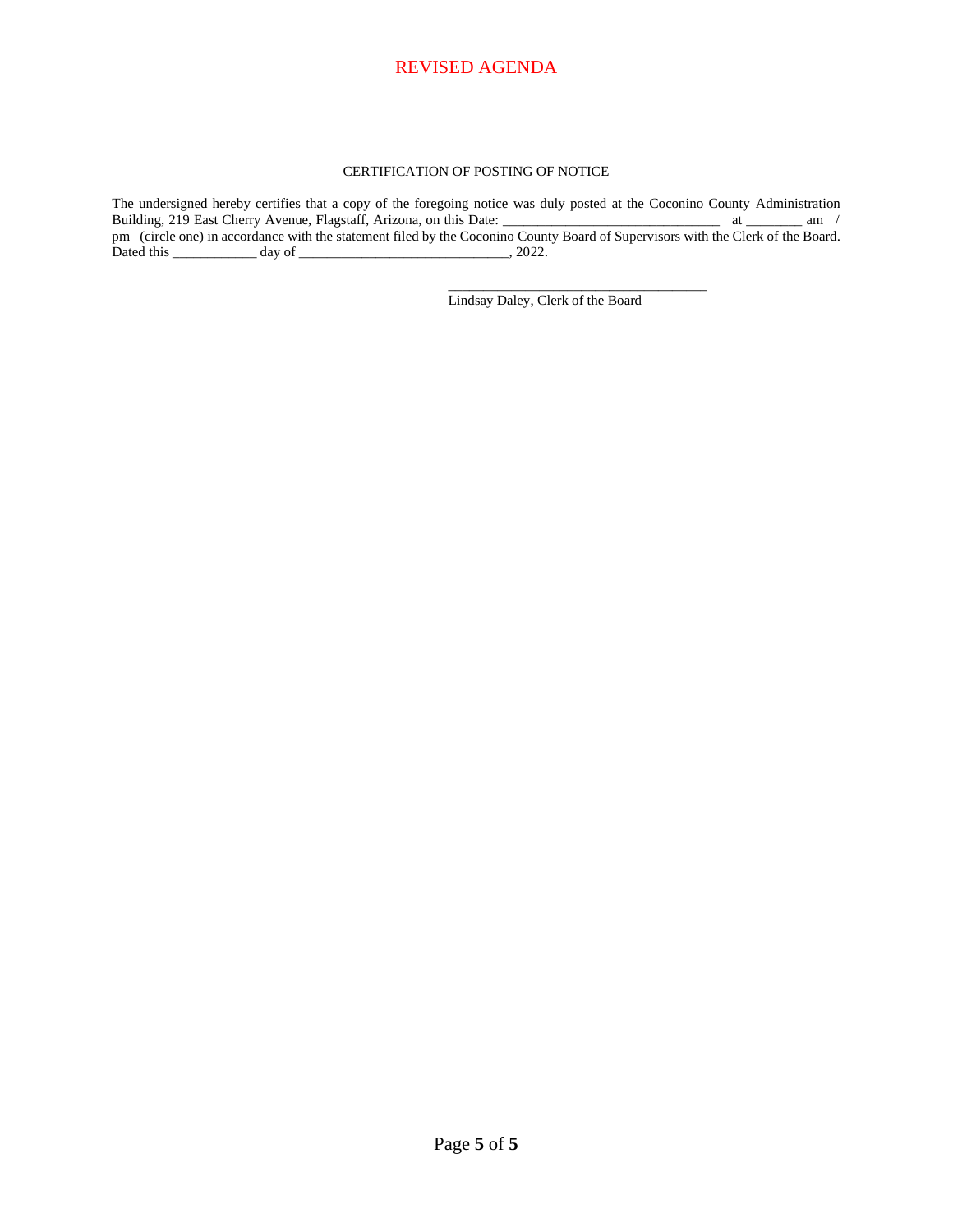REVISED AGENDA

CERTIFICATION OF POSTING OF NOTICE

The undersigned hereby certifies that a copy of the foregoing notice was duly posted at the Coconino County Administration Building, 219 East Cherry Avenue, Flagstaff, Arizona, on this Date: ______________________________ at ________ am / pm (circle one) in accordance with the statement filed by the Coconino County Board of Supervisors with the Clerk of the Board. Dated this ____________ day of ______________________________, 2022.

____________________________________
Lindsay Daley, Clerk of the Board